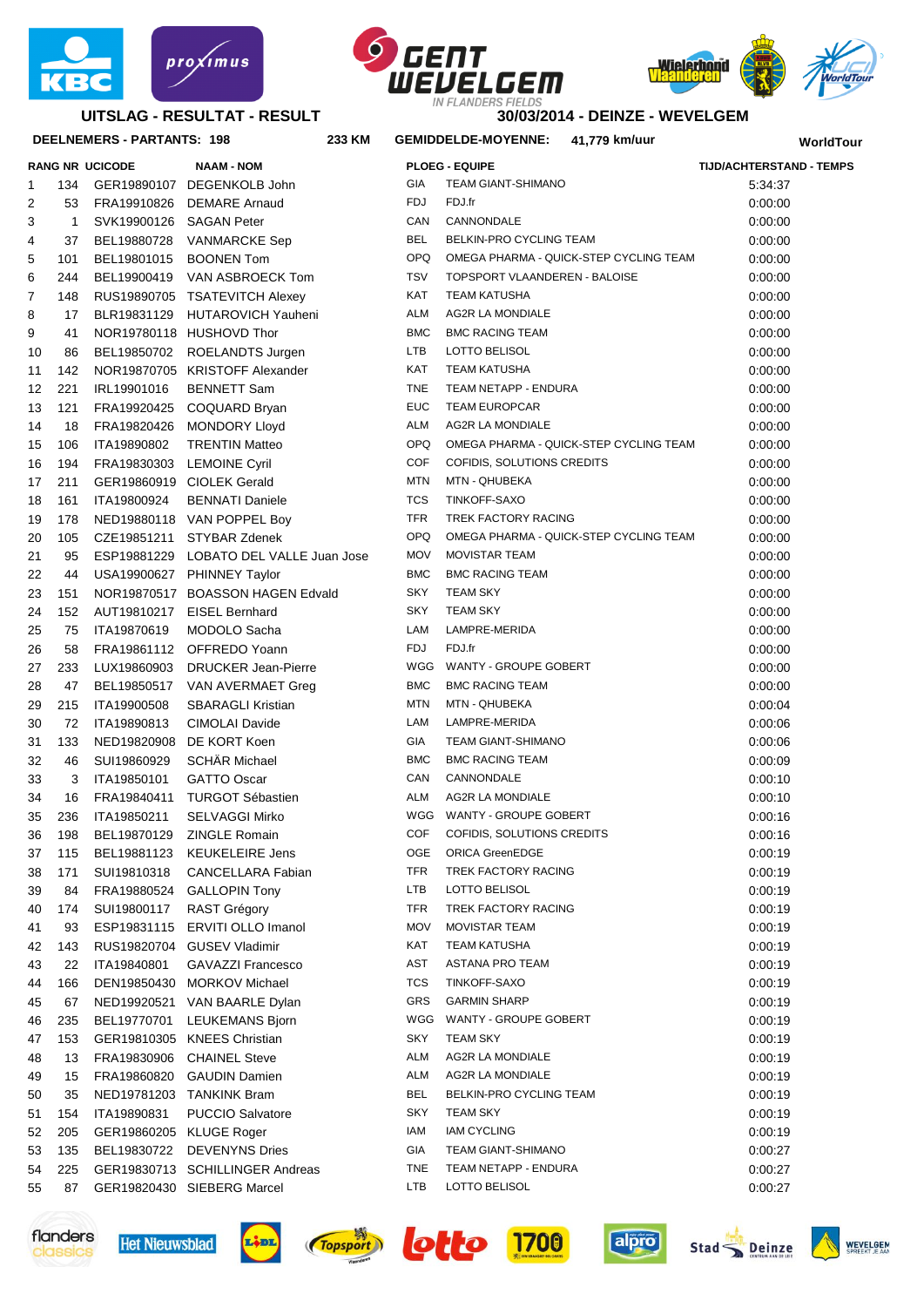**GENT WEVELGEM** IN FLANDERS FIELDS

## UITSLAG - RESULTAT - RESULT

## 30/03/2014 - DEINZE - WEVELGEM

**DEELNEMERS - PARTANTS: 198** **233 KM** **GEMIDDELDE-MOYENNE: 41,779 km/uur** **WorldTour**

| RANG | NR | UCICODE | NAAM - NOM | PLOEG - EQUIPE | | TIJD/ACHTERSTAND - TEMPS |
|---|---|---|---|---|---|---|
| 1 | 134 | GER19890107 | DEGENKOLB John | GIA | TEAM GIANT-SHIMANO | 5:34:37 |
| 2 | 53 | FRA19910826 | DEMARE Arnaud | FDJ | FDJ.fr | 0:00:00 |
| 3 | 1 | SVK19900126 | SAGAN Peter | CAN | CANNONDALE | 0:00:00 |
| 4 | 37 | BEL19880728 | VANMARCKE Sep | BEL | BELKIN-PRO CYCLING TEAM | 0:00:00 |
| 5 | 101 | BEL19801015 | BOONEN Tom | OPQ | OMEGA PHARMA - QUICK-STEP CYCLING TEAM | 0:00:00 |
| 6 | 244 | BEL19900419 | VAN ASBROECK Tom | TSV | TOPSPORT VLAANDEREN - BALOISE | 0:00:00 |
| 7 | 148 | RUS19890705 | TSATEVITCH Alexey | KAT | TEAM KATUSHA | 0:00:00 |
| 8 | 17 | BLR19831129 | HUTAROVICH Yauheni | ALM | AG2R LA MONDIALE | 0:00:00 |
| 9 | 41 | NOR19780118 | HUSHOVD Thor | BMC | BMC RACING TEAM | 0:00:00 |
| 10 | 86 | BEL19850702 | ROELANDTS Jurgen | LTB | LOTTO BELISOL | 0:00:00 |
| 11 | 142 | NOR19870705 | KRISTOFF Alexander | KAT | TEAM KATUSHA | 0:00:00 |
| 12 | 221 | IRL19901016 | BENNETT Sam | TNE | TEAM NETAPP - ENDURA | 0:00:00 |
| 13 | 121 | FRA19920425 | COQUARD Bryan | EUC | TEAM EUROPCAR | 0:00:00 |
| 14 | 18 | FRA19820426 | MONDORY Lloyd | ALM | AG2R LA MONDIALE | 0:00:00 |
| 15 | 106 | ITA19890802 | TRENTIN Matteo | OPQ | OMEGA PHARMA - QUICK-STEP CYCLING TEAM | 0:00:00 |
| 16 | 194 | FRA19830303 | LEMOINE Cyril | COF | COFIDIS, SOLUTIONS CREDITS | 0:00:00 |
| 17 | 211 | GER19860919 | CIOLEK Gerald | MTN | MTN - QHUBEKA | 0:00:00 |
| 18 | 161 | ITA19800924 | BENNATI Daniele | TCS | TINKOFF-SAXO | 0:00:00 |
| 19 | 178 | NED19880118 | VAN POPPEL Boy | TFR | TREK FACTORY RACING | 0:00:00 |
| 20 | 105 | CZE19851211 | STYBAR Zdenek | OPQ | OMEGA PHARMA - QUICK-STEP CYCLING TEAM | 0:00:00 |
| 21 | 95 | ESP19881229 | LOBATO DEL VALLE Juan Jose | MOV | MOVISTAR TEAM | 0:00:00 |
| 22 | 44 | USA19900627 | PHINNEY Taylor | BMC | BMC RACING TEAM | 0:00:00 |
| 23 | 151 | NOR19870517 | BOASSON HAGEN Edvald | SKY | TEAM SKY | 0:00:00 |
| 24 | 152 | AUT19810217 | EISEL Bernhard | SKY | TEAM SKY | 0:00:00 |
| 25 | 75 | ITA19870619 | MODOLO Sacha | LAM | LAMPRE-MERIDA | 0:00:00 |
| 26 | 58 | FRA19861112 | OFFREDO Yoann | FDJ | FDJ.fr | 0:00:00 |
| 27 | 233 | LUX19860903 | DRUCKER Jean-Pierre | WGG | WANTY - GROUPE GOBERT | 0:00:00 |
| 28 | 47 | BEL19850517 | VAN AVERMAET Greg | BMC | BMC RACING TEAM | 0:00:00 |
| 29 | 215 | ITA19900508 | SBARAGLI Kristian | MTN | MTN - QHUBEKA | 0:00:04 |
| 30 | 72 | ITA19890813 | CIMOLAI Davide | LAM | LAMPRE-MERIDA | 0:00:06 |
| 31 | 133 | NED19820908 | DE KORT Koen | GIA | TEAM GIANT-SHIMANO | 0:00:06 |
| 32 | 46 | SUI19860929 | SCHÄR Michael | BMC | BMC RACING TEAM | 0:00:09 |
| 33 | 3 | ITA19850101 | GATTO Oscar | CAN | CANNONDALE | 0:00:10 |
| 34 | 16 | FRA19840411 | TURGOT Sébastien | ALM | AG2R LA MONDIALE | 0:00:10 |
| 35 | 236 | ITA19850211 | SELVAGGI Mirko | WGG | WANTY - GROUPE GOBERT | 0:00:16 |
| 36 | 198 | BEL19870129 | ZINGLE Romain | COF | COFIDIS, SOLUTIONS CREDITS | 0:00:16 |
| 37 | 115 | BEL19881123 | KEUKELEIRE Jens | OGE | ORICA GreenEDGE | 0:00:19 |
| 38 | 171 | SUI19810318 | CANCELLARA Fabian | TFR | TREK FACTORY RACING | 0:00:19 |
| 39 | 84 | FRA19880524 | GALLOPIN Tony | LTB | LOTTO BELISOL | 0:00:19 |
| 40 | 174 | SUI19800117 | RAST Grégory | TFR | TREK FACTORY RACING | 0:00:19 |
| 41 | 93 | ESP19831115 | ERVITI OLLO Imanol | MOV | MOVISTAR TEAM | 0:00:19 |
| 42 | 143 | RUS19820704 | GUSEV Vladimir | KAT | TEAM KATUSHA | 0:00:19 |
| 43 | 22 | ITA19840801 | GAVAZZI Francesco | AST | ASTANA PRO TEAM | 0:00:19 |
| 44 | 166 | DEN19850430 | MORKOV Michael | TCS | TINKOFF-SAXO | 0:00:19 |
| 45 | 67 | NED19920521 | VAN BAARLE Dylan | GRS | GARMIN SHARP | 0:00:19 |
| 46 | 235 | BEL19770701 | LEUKEMANS Bjorn | WGG | WANTY - GROUPE GOBERT | 0:00:19 |
| 47 | 153 | GER19810305 | KNEES Christian | SKY | TEAM SKY | 0:00:19 |
| 48 | 13 | FRA19830906 | CHAINEL Steve | ALM | AG2R LA MONDIALE | 0:00:19 |
| 49 | 15 | FRA19860820 | GAUDIN Damien | ALM | AG2R LA MONDIALE | 0:00:19 |
| 50 | 35 | NED19781203 | TANKINK Bram | BEL | BELKIN-PRO CYCLING TEAM | 0:00:19 |
| 51 | 154 | ITA19890831 | PUCCIO Salvatore | SKY | TEAM SKY | 0:00:19 |
| 52 | 205 | GER19860205 | KLUGE Roger | IAM | IAM CYCLING | 0:00:19 |
| 53 | 135 | BEL19830722 | DEVENYNS Dries | GIA | TEAM GIANT-SHIMANO | 0:00:27 |
| 54 | 225 | GER19830713 | SCHILLINGER Andreas | TNE | TEAM NETAPP - ENDURA | 0:00:27 |
| 55 | 87 | GER19820430 | SIEBERG Marcel | LTB | LOTTO BELISOL | 0:00:27 |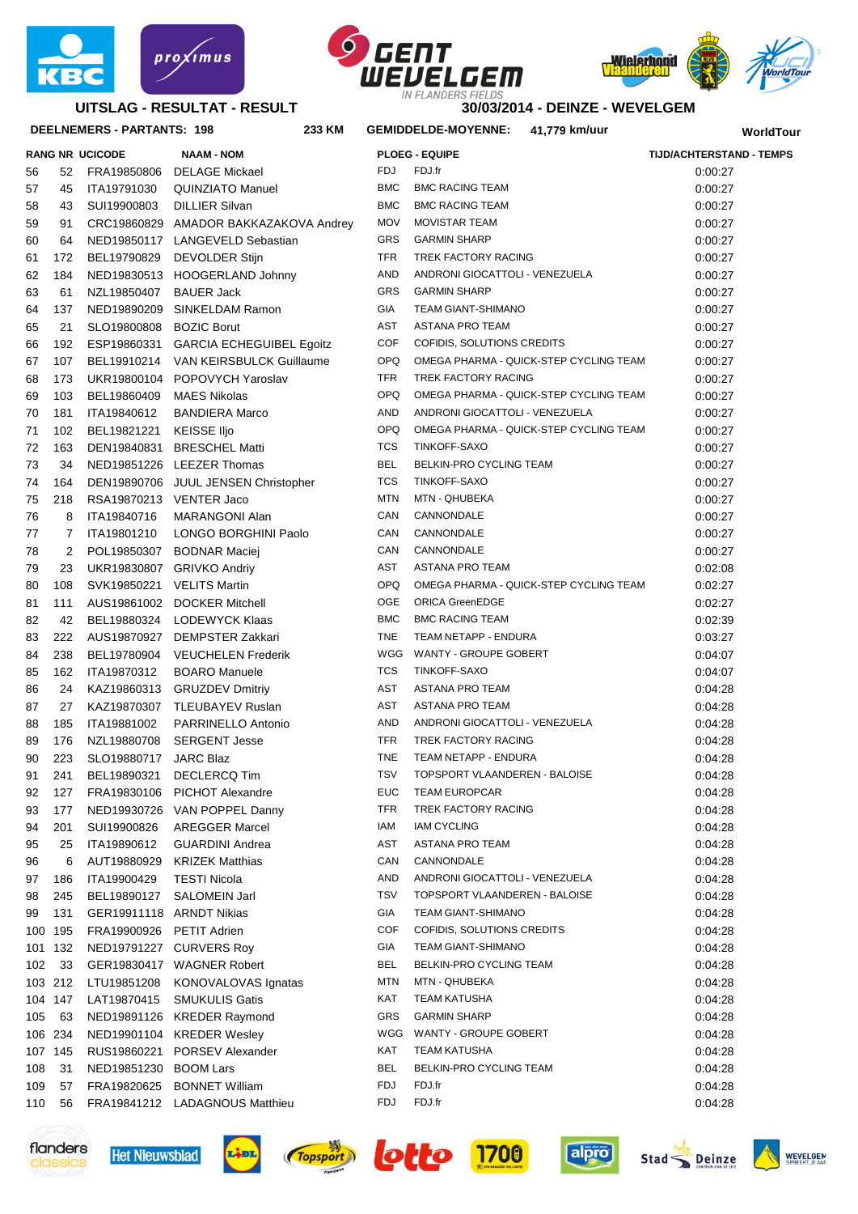**UITSLAG - RESULTAT - RESULT**

**30/03/2014 - DEINZE - WEVELGEM**

**DEELNEMERS - PARTANTS: 198** **233 KM** **GEMIDDELDE-MOYENNE: 41,779 km/uur** **WorldTour**

| RANG | NR | UCICODE | NAAM - NOM | PLOEG - EQUIPE | | TIJD/ACHTERSTAND - TEMPS |
|---|---|---|---|---|---|---|
| 56 | 52 | FRA19850806 | DELAGE Mickael | FDJ | FDJ.fr | 0:00:27 |
| 57 | 45 | ITA19791030 | QUINZIATO Manuel | BMC | BMC RACING TEAM | 0:00:27 |
| 58 | 43 | SUI19900803 | DILLIER Silvan | BMC | BMC RACING TEAM | 0:00:27 |
| 59 | 91 | CRC19860829 | AMADOR BAKKAZAKOVA Andrey | MOV | MOVISTAR TEAM | 0:00:27 |
| 60 | 64 | NED19850117 | LANGEVELD Sebastian | GRS | GARMIN SHARP | 0:00:27 |
| 61 | 172 | BEL19790829 | DEVOLDER Stijn | TFR | TREK FACTORY RACING | 0:00:27 |
| 62 | 184 | NED19830513 | HOOGERLAND Johnny | AND | ANDRONI GIOCATTOLI - VENEZUELA | 0:00:27 |
| 63 | 61 | NZL19850407 | BAUER Jack | GRS | GARMIN SHARP | 0:00:27 |
| 64 | 137 | NED19890209 | SINKELDAM Ramon | GIA | TEAM GIANT-SHIMANO | 0:00:27 |
| 65 | 21 | SLO19800808 | BOZIC Borut | AST | ASTANA PRO TEAM | 0:00:27 |
| 66 | 192 | ESP19860331 | GARCIA ECHEGUIBEL Egoitz | COF | COFIDIS, SOLUTIONS CREDITS | 0:00:27 |
| 67 | 107 | BEL19910214 | VAN KEIRSBULCK Guillaume | OPQ | OMEGA PHARMA - QUICK-STEP CYCLING TEAM | 0:00:27 |
| 68 | 173 | UKR19800104 | POPOVYCH Yaroslav | TFR | TREK FACTORY RACING | 0:00:27 |
| 69 | 103 | BEL19860409 | MAES Nikolas | OPQ | OMEGA PHARMA - QUICK-STEP CYCLING TEAM | 0:00:27 |
| 70 | 181 | ITA19840612 | BANDIERA Marco | AND | ANDRONI GIOCATTOLI - VENEZUELA | 0:00:27 |
| 71 | 102 | BEL19821221 | KEISSE Iljo | OPQ | OMEGA PHARMA - QUICK-STEP CYCLING TEAM | 0:00:27 |
| 72 | 163 | DEN19840831 | BRESCHEL Matti | TCS | TINKOFF-SAXO | 0:00:27 |
| 73 | 34 | NED19851226 | LEEZER Thomas | BEL | BELKIN-PRO CYCLING TEAM | 0:00:27 |
| 74 | 164 | DEN19890706 | JUUL JENSEN Christopher | TCS | TINKOFF-SAXO | 0:00:27 |
| 75 | 218 | RSA19870213 | VENTER Jaco | MTN | MTN - QHUBEKA | 0:00:27 |
| 76 | 8 | ITA19840716 | MARANGONI Alan | CAN | CANNONDALE | 0:00:27 |
| 77 | 7 | ITA19801210 | LONGO BORGHINI Paolo | CAN | CANNONDALE | 0:00:27 |
| 78 | 2 | POL19850307 | BODNAR Maciej | CAN | CANNONDALE | 0:00:27 |
| 79 | 23 | UKR19830807 | GRIVKO Andriy | AST | ASTANA PRO TEAM | 0:02:08 |
| 80 | 108 | SVK19850221 | VELITS Martin | OPQ | OMEGA PHARMA - QUICK-STEP CYCLING TEAM | 0:02:27 |
| 81 | 111 | AUS19861002 | DOCKER Mitchell | OGE | ORICA GreenEDGE | 0:02:27 |
| 82 | 42 | BEL19880324 | LODEWYCK Klaas | BMC | BMC RACING TEAM | 0:02:39 |
| 83 | 222 | AUS19870927 | DEMPSTER Zakkari | TNE | TEAM NETAPP - ENDURA | 0:03:27 |
| 84 | 238 | BEL19780904 | VEUCHELEN Frederik | WGG | WANTY - GROUPE GOBERT | 0:04:07 |
| 85 | 162 | ITA19870312 | BOARO Manuele | TCS | TINKOFF-SAXO | 0:04:07 |
| 86 | 24 | KAZ19860313 | GRUZDEV Dmitriy | AST | ASTANA PRO TEAM | 0:04:28 |
| 87 | 27 | KAZ19870307 | TLEUBAYEV Ruslan | AST | ASTANA PRO TEAM | 0:04:28 |
| 88 | 185 | ITA19881002 | PARRINELLO Antonio | AND | ANDRONI GIOCATTOLI - VENEZUELA | 0:04:28 |
| 89 | 176 | NZL19880708 | SERGENT Jesse | TFR | TREK FACTORY RACING | 0:04:28 |
| 90 | 223 | SLO19880717 | JARC Blaz | TNE | TEAM NETAPP - ENDURA | 0:04:28 |
| 91 | 241 | BEL19890321 | DECLERCQ Tim | TSV | TOPSPORT VLAANDEREN - BALOISE | 0:04:28 |
| 92 | 127 | FRA19830106 | PICHOT Alexandre | EUC | TEAM EUROPCAR | 0:04:28 |
| 93 | 177 | NED19930726 | VAN POPPEL Danny | TFR | TREK FACTORY RACING | 0:04:28 |
| 94 | 201 | SUI19900826 | AREGGER Marcel | IAM | IAM CYCLING | 0:04:28 |
| 95 | 25 | ITA19890612 | GUARDINI Andrea | AST | ASTANA PRO TEAM | 0:04:28 |
| 96 | 6 | AUT19880929 | KRIZEK Matthias | CAN | CANNONDALE | 0:04:28 |
| 97 | 186 | ITA19900429 | TESTI Nicola | AND | ANDRONI GIOCATTOLI - VENEZUELA | 0:04:28 |
| 98 | 245 | BEL19890127 | SALOMEIN Jarl | TSV | TOPSPORT VLAANDEREN - BALOISE | 0:04:28 |
| 99 | 131 | GER19911118 | ARNDT Nikias | GIA | TEAM GIANT-SHIMANO | 0:04:28 |
| 100 | 195 | FRA19900926 | PETIT Adrien | COF | COFIDIS, SOLUTIONS CREDITS | 0:04:28 |
| 101 | 132 | NED19791227 | CURVERS Roy | GIA | TEAM GIANT-SHIMANO | 0:04:28 |
| 102 | 33 | GER19830417 | WAGNER Robert | BEL | BELKIN-PRO CYCLING TEAM | 0:04:28 |
| 103 | 212 | LTU19851208 | KONOVALOVAS Ignatas | MTN | MTN - QHUBEKA | 0:04:28 |
| 104 | 147 | LAT19870415 | SMUKULIS Gatis | KAT | TEAM KATUSHA | 0:04:28 |
| 105 | 63 | NED19891126 | KREDER Raymond | GRS | GARMIN SHARP | 0:04:28 |
| 106 | 234 | NED19901104 | KREDER Wesley | WGG | WANTY - GROUPE GOBERT | 0:04:28 |
| 107 | 145 | RUS19860221 | PORSEV Alexander | KAT | TEAM KATUSHA | 0:04:28 |
| 108 | 31 | NED19851230 | BOOM Lars | BEL | BELKIN-PRO CYCLING TEAM | 0:04:28 |
| 109 | 57 | FRA19820625 | BONNET William | FDJ | FDJ.fr | 0:04:28 |
| 110 | 56 | FRA19841212 | LADAGNOUS Matthieu | FDJ | FDJ.fr | 0:04:28 |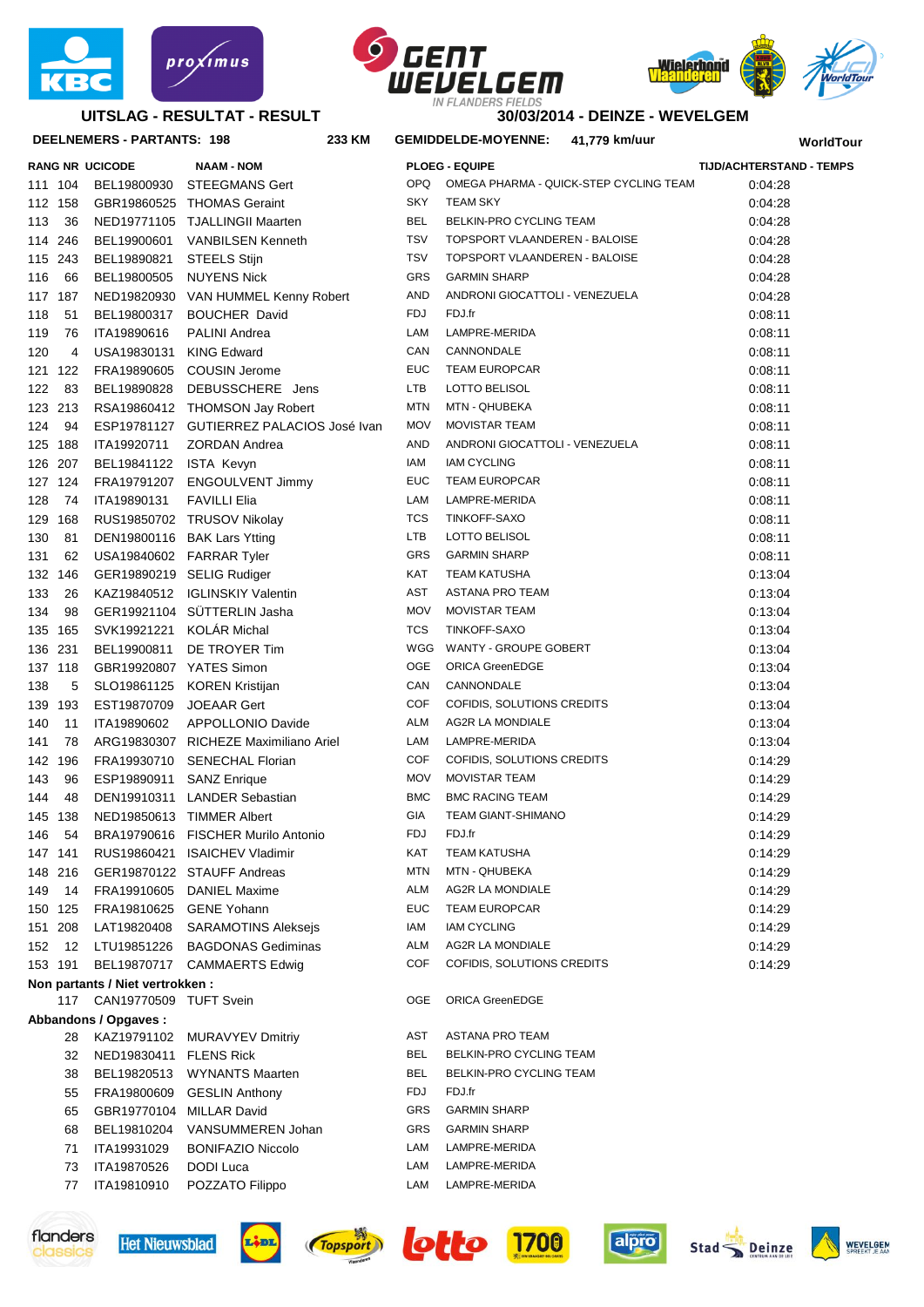**UITSLAG - RESULTAT - RESULT**

**30/03/2014 - DEINZE - WEVELGEM**

**DEELNEMERS - PARTANTS: 198** **233 KM** **GEMIDDELDE-MOYENNE: 41,779 km/uur** **WorldTour**

| RANG | NR | UCICODE | NAAM - NOM | PLOEG - EQUIPE | | TIJD/ACHTERSTAND - TEMPS |
|---|---|---|---|---|---|---|
| 111 | 104 | BEL19800930 | STEEGMANS Gert | OPQ | OMEGA PHARMA - QUICK-STEP CYCLING TEAM | 0:04:28 |
| 112 | 158 | GBR19860525 | THOMAS Geraint | SKY | TEAM SKY | 0:04:28 |
| 113 | 36 | NED19771105 | TJALLINGII Maarten | BEL | BELKIN-PRO CYCLING TEAM | 0:04:28 |
| 114 | 246 | BEL19900601 | VANBILSEN Kenneth | TSV | TOPSPORT VLAANDEREN - BALOISE | 0:04:28 |
| 115 | 243 | BEL19890821 | STEELS Stijn | TSV | TOPSPORT VLAANDEREN - BALOISE | 0:04:28 |
| 116 | 66 | BEL19800505 | NUYENS Nick | GRS | GARMIN SHARP | 0:04:28 |
| 117 | 187 | NED19820930 | VAN HUMMEL Kenny Robert | AND | ANDRONI GIOCATTOLI - VENEZUELA | 0:04:28 |
| 118 | 51 | BEL19800317 | BOUCHER David | FDJ | FDJ.fr | 0:08:11 |
| 119 | 76 | ITA19890616 | PALINI Andrea | LAM | LAMPRE-MERIDA | 0:08:11 |
| 120 | 4 | USA19830131 | KING Edward | CAN | CANNONDALE | 0:08:11 |
| 121 | 122 | FRA19890605 | COUSIN Jerome | EUC | TEAM EUROPCAR | 0:08:11 |
| 122 | 83 | BEL19890828 | DEBUSSCHERE Jens | LTB | LOTTO BELISOL | 0:08:11 |
| 123 | 213 | RSA19860412 | THOMSON Jay Robert | MTN | MTN - QHUBEKA | 0:08:11 |
| 124 | 94 | ESP19781127 | GUTIERREZ PALACIOS José Ivan | MOV | MOVISTAR TEAM | 0:08:11 |
| 125 | 188 | ITA19920711 | ZORDAN Andrea | AND | ANDRONI GIOCATTOLI - VENEZUELA | 0:08:11 |
| 126 | 207 | BEL19841122 | ISTA Kevyn | IAM | IAM CYCLING | 0:08:11 |
| 127 | 124 | FRA19791207 | ENGOULVENT Jimmy | EUC | TEAM EUROPCAR | 0:08:11 |
| 128 | 74 | ITA19890131 | FAVILLI Elia | LAM | LAMPRE-MERIDA | 0:08:11 |
| 129 | 168 | RUS19850702 | TRUSOV Nikolay | TCS | TINKOFF-SAXO | 0:08:11 |
| 130 | 81 | DEN19800116 | BAK Lars Ytting | LTB | LOTTO BELISOL | 0:08:11 |
| 131 | 62 | USA19840602 | FARRAR Tyler | GRS | GARMIN SHARP | 0:08:11 |
| 132 | 146 | GER19890219 | SELIG Rudiger | KAT | TEAM KATUSHA | 0:13:04 |
| 133 | 26 | KAZ19840512 | IGLINSKIY Valentin | AST | ASTANA PRO TEAM | 0:13:04 |
| 134 | 98 | GER19921104 | SÜTTERLIN Jasha | MOV | MOVISTAR TEAM | 0:13:04 |
| 135 | 165 | SVK19921221 | KOLÁR Michal | TCS | TINKOFF-SAXO | 0:13:04 |
| 136 | 231 | BEL19900811 | DE TROYER Tim | WGG | WANTY - GROUPE GOBERT | 0:13:04 |
| 137 | 118 | GBR19920807 | YATES Simon | OGE | ORICA GreenEDGE | 0:13:04 |
| 138 | 5 | SLO19861125 | KOREN Kristijan | CAN | CANNONDALE | 0:13:04 |
| 139 | 193 | EST19870709 | JOEAAR Gert | COF | COFIDIS, SOLUTIONS CREDITS | 0:13:04 |
| 140 | 11 | ITA19890602 | APPOLLONIO Davide | ALM | AG2R LA MONDIALE | 0:13:04 |
| 141 | 78 | ARG19830307 | RICHEZE Maximiliano Ariel | LAM | LAMPRE-MERIDA | 0:13:04 |
| 142 | 196 | FRA19930710 | SENECHAL Florian | COF | COFIDIS, SOLUTIONS CREDITS | 0:14:29 |
| 143 | 96 | ESP19890911 | SANZ Enrique | MOV | MOVISTAR TEAM | 0:14:29 |
| 144 | 48 | DEN19910311 | LANDER Sebastian | BMC | BMC RACING TEAM | 0:14:29 |
| 145 | 138 | NED19850613 | TIMMER Albert | GIA | TEAM GIANT-SHIMANO | 0:14:29 |
| 146 | 54 | BRA19790616 | FISCHER Murilo Antonio | FDJ | FDJ.fr | 0:14:29 |
| 147 | 141 | RUS19860421 | ISAICHEV Vladimir | KAT | TEAM KATUSHA | 0:14:29 |
| 148 | 216 | GER19870122 | STAUFF Andreas | MTN | MTN - QHUBEKA | 0:14:29 |
| 149 | 14 | FRA19910605 | DANIEL Maxime | ALM | AG2R LA MONDIALE | 0:14:29 |
| 150 | 125 | FRA19810625 | GENE Yohann | EUC | TEAM EUROPCAR | 0:14:29 |
| 151 | 208 | LAT19820408 | SARAMOTINS Aleksejs | IAM | IAM CYCLING | 0:14:29 |
| 152 | 12 | LTU19851226 | BAGDONAS Gediminas | ALM | AG2R LA MONDIALE | 0:14:29 |
| 153 | 191 | BEL19870717 | CAMMAERTS Edwig | COF | COFIDIS, SOLUTIONS CREDITS | 0:14:29 |

**Non partants / Niet vertrokken :**

| NR | UCICODE | NAAM - NOM | PLOEG - EQUIPE | |
|---|---|---|---|---|
| 117 | CAN19770509 | TUFT Svein | OGE | ORICA GreenEDGE |

**Abbandons / Opgaves :**

| NR | UCICODE | NAAM - NOM | PLOEG - EQUIPE | |
|---|---|---|---|---|
| 28 | KAZ19791102 | MURAVYEV Dmitriy | AST | ASTANA PRO TEAM |
| 32 | NED19830411 | FLENS Rick | BEL | BELKIN-PRO CYCLING TEAM |
| 38 | BEL19820513 | WYNANTS Maarten | BEL | BELKIN-PRO CYCLING TEAM |
| 55 | FRA19800609 | GESLIN Anthony | FDJ | FDJ.fr |
| 65 | GBR19770104 | MILLAR David | GRS | GARMIN SHARP |
| 68 | BEL19810204 | VANSUMMEREN Johan | GRS | GARMIN SHARP |
| 71 | ITA19931029 | BONIFAZIO Niccolo | LAM | LAMPRE-MERIDA |
| 73 | ITA19870526 | DODI Luca | LAM | LAMPRE-MERIDA |
| 77 | ITA19810910 | POZZATO Filippo | LAM | LAMPRE-MERIDA |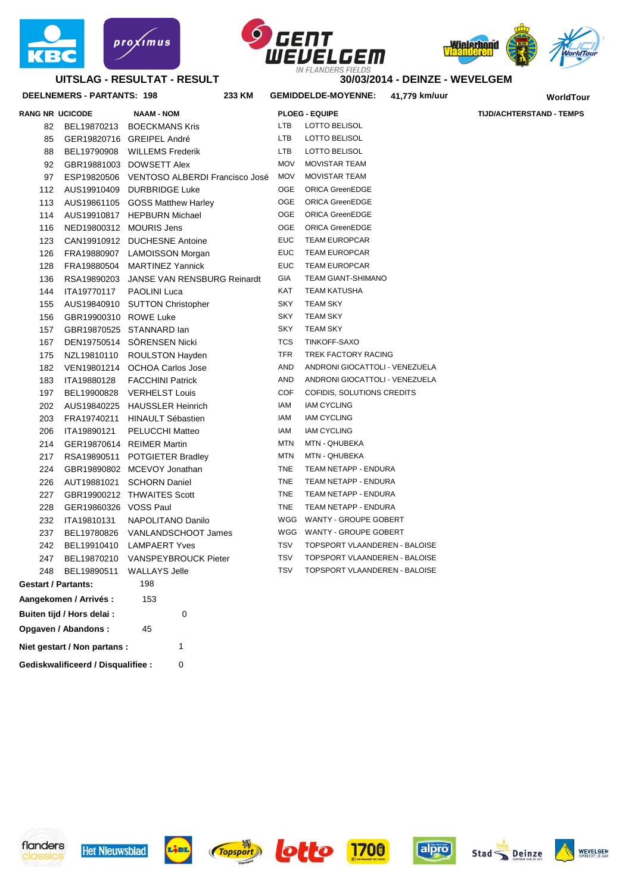**UITSLAG - RESULTAT - RESULT**

**30/03/2014 - DEINZE - WEVELGEM**

**DEELNEMERS - PARTANTS: 198** **233 KM** **GEMIDDELDE-MOYENNE: 41,779 km/uur** **WorldTour**

| RANG | NR | UCICODE | NAAM - NOM | PLOEG - EQUIPE | | TIJD/ACHTERSTAND - TEMPS |
|---|---|---|---|---|---|---|
| | 82 | BEL19870213 | BOECKMANS Kris | LTB | LOTTO BELISOL | |
| | 85 | GER19820716 | GREIPEL André | LTB | LOTTO BELISOL | |
| | 88 | BEL19790908 | WILLEMS Frederik | LTB | LOTTO BELISOL | |
| | 92 | GBR19881003 | DOWSETT Alex | MOV | MOVISTAR TEAM | |
| | 97 | ESP19820506 | VENTOSO ALBERDI Francisco José | MOV | MOVISTAR TEAM | |
| | 112 | AUS19910409 | DURBRIDGE Luke | OGE | ORICA GreenEDGE | |
| | 113 | AUS19861105 | GOSS Matthew Harley | OGE | ORICA GreenEDGE | |
| | 114 | AUS19910817 | HEPBURN Michael | OGE | ORICA GreenEDGE | |
| | 116 | NED19800312 | MOURIS Jens | OGE | ORICA GreenEDGE | |
| | 123 | CAN19910912 | DUCHESNE Antoine | EUC | TEAM EUROPCAR | |
| | 126 | FRA19880907 | LAMOISSON Morgan | EUC | TEAM EUROPCAR | |
| | 128 | FRA19880504 | MARTINEZ Yannick | EUC | TEAM EUROPCAR | |
| | 136 | RSA19890203 | JANSE VAN RENSBURG Reinardt | GIA | TEAM GIANT-SHIMANO | |
| | 144 | ITA19770117 | PAOLINI Luca | KAT | TEAM KATUSHA | |
| | 155 | AUS19840910 | SUTTON Christopher | SKY | TEAM SKY | |
| | 156 | GBR19900310 | ROWE Luke | SKY | TEAM SKY | |
| | 157 | GBR19870525 | STANNARD Ian | SKY | TEAM SKY | |
| | 167 | DEN19750514 | SÖRENSEN Nicki | TCS | TINKOFF-SAXO | |
| | 175 | NZL19810110 | ROULSTON Hayden | TFR | TREK FACTORY RACING | |
| | 182 | VEN19801214 | OCHOA Carlos Jose | AND | ANDRONI GIOCATTOLI - VENEZUELA | |
| | 183 | ITA19880128 | FACCHINI Patrick | AND | ANDRONI GIOCATTOLI - VENEZUELA | |
| | 197 | BEL19900828 | VERHELST Louis | COF | COFIDIS, SOLUTIONS CREDITS | |
| | 202 | AUS19840225 | HAUSSLER Heinrich | IAM | IAM CYCLING | |
| | 203 | FRA19740211 | HINAULT Sébastien | IAM | IAM CYCLING | |
| | 206 | ITA19890121 | PELUCCHI Matteo | IAM | IAM CYCLING | |
| | 214 | GER19870614 | REIMER Martin | MTN | MTN - QHUBEKA | |
| | 217 | RSA19890511 | POTGIETER Bradley | MTN | MTN - QHUBEKA | |
| | 224 | GBR19890802 | MCEVOY Jonathan | TNE | TEAM NETAPP - ENDURA | |
| | 226 | AUT19881021 | SCHORN Daniel | TNE | TEAM NETAPP - ENDURA | |
| | 227 | GBR19900212 | THWAITES Scott | TNE | TEAM NETAPP - ENDURA | |
| | 228 | GER19860326 | VOSS Paul | TNE | TEAM NETAPP - ENDURA | |
| | 232 | ITA19810131 | NAPOLITANO Danilo | WGG | WANTY - GROUPE GOBERT | |
| | 237 | BEL19780826 | VANLANDSCHOOT James | WGG | WANTY - GROUPE GOBERT | |
| | 242 | BEL19910410 | LAMPAERT Yves | TSV | TOPSPORT VLAANDEREN - BALOISE | |
| | 247 | BEL19870210 | VANSPEYBROUCK Pieter | TSV | TOPSPORT VLAANDEREN - BALOISE | |
| | 248 | BEL19890511 | WALLAYS Jelle | TSV | TOPSPORT VLAANDEREN - BALOISE | |

**Gestart / Partants:** 198

**Aangekomen / Arrivés :** 153

**Buiten tijd / Hors delai :** 0

**Opgaven / Abandons :** 45

**Niet gestart / Non partans :** 1

**Gediskwalificeerd / Disqualifiee :** 0